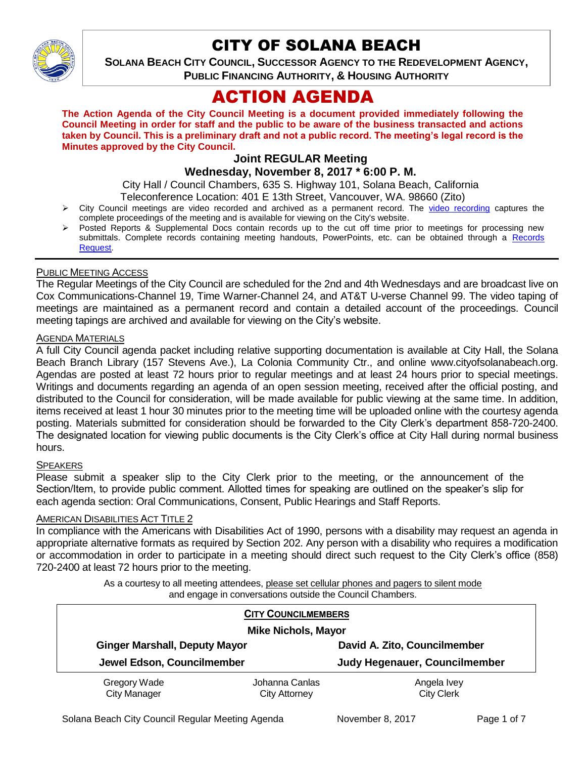# CITY OF SOLANA BEACH

**SOLANA BEACH CITY COUNCIL, SUCCESSOR AGENCY TO THE REDEVELOPMENT AGENCY, PUBLIC FINANCING AUTHORITY, & HOUSING AUTHORITY**

# ACTION AGENDA

**The Action Agenda of the City Council Meeting is a document provided immediately following the Council Meeting in order for staff and the public to be aware of the business transacted and actions taken by Council. This is a preliminary draft and not a public record. The meeting's legal record is the Minutes approved by the City Council.**

### Joint REGULAR Meeting

### Wednesday, November 8, 2017 * 6:00 P. M.

City Hall / Council Chambers, 635 S. Highway 101, Solana Beach, California

Teleconference Location: 401 E 13th Street, Vancouver, WA. 98660 (Zito)

- City Council meetings are video recorded and archived as a permanent record. The video recording captures the complete proceedings of the meeting and is available for viewing on the City's website.
- Posted Reports & Supplemental Docs contain records up to the cut off time prior to meetings for processing new submittals. Complete records containing meeting handouts, PowerPoints, etc. can be obtained through a Records Request.

PUBLIC MEETING ACCESS

The Regular Meetings of the City Council are scheduled for the 2nd and 4th Wednesdays and are broadcast live on Cox Communications-Channel 19, Time Warner-Channel 24, and AT&T U-verse Channel 99. The video taping of meetings are maintained as a permanent record and contain a detailed account of the proceedings. Council meeting tapings are archived and available for viewing on the City's website.

AGENDA MATERIALS

A full City Council agenda packet including relative supporting documentation is available at City Hall, the Solana Beach Branch Library (157 Stevens Ave.), La Colonia Community Ctr., and online www.cityofsolanabeach.org. Agendas are posted at least 72 hours prior to regular meetings and at least 24 hours prior to special meetings. Writings and documents regarding an agenda of an open session meeting, received after the official posting, and distributed to the Council for consideration, will be made available for public viewing at the same time. In addition, items received at least 1 hour 30 minutes prior to the meeting time will be uploaded online with the courtesy agenda posting. Materials submitted for consideration should be forwarded to the City Clerk's department 858-720-2400. The designated location for viewing public documents is the City Clerk's office at City Hall during normal business hours.

SPEAKERS

Please submit a speaker slip to the City Clerk prior to the meeting, or the announcement of the Section/Item, to provide public comment. Allotted times for speaking are outlined on the speaker's slip for each agenda section: Oral Communications, Consent, Public Hearings and Staff Reports.

AMERICAN DISABILITIES ACT TITLE 2

In compliance with the Americans with Disabilities Act of 1990, persons with a disability may request an agenda in appropriate alternative formats as required by Section 202. Any person with a disability who requires a modification or accommodation in order to participate in a meeting should direct such request to the City Clerk's office (858) 720-2400 at least 72 hours prior to the meeting.

As a courtesy to all meeting attendees, please set cellular phones and pagers to silent mode and engage in conversations outside the Council Chambers.

| CITY COUNCILMEMBERS | |
|---|---|
| **Mike Nichols, Mayor** | |
| **Ginger Marshall, Deputy Mayor** | **David A. Zito, Councilmember** |
| **Jewel Edson, Councilmember** | **Judy Hegenauer, Councilmember** |

| Gregory Wade | Johanna Canlas | Angela Ivey |
|---|---|---|
| City Manager | City Attorney | City Clerk |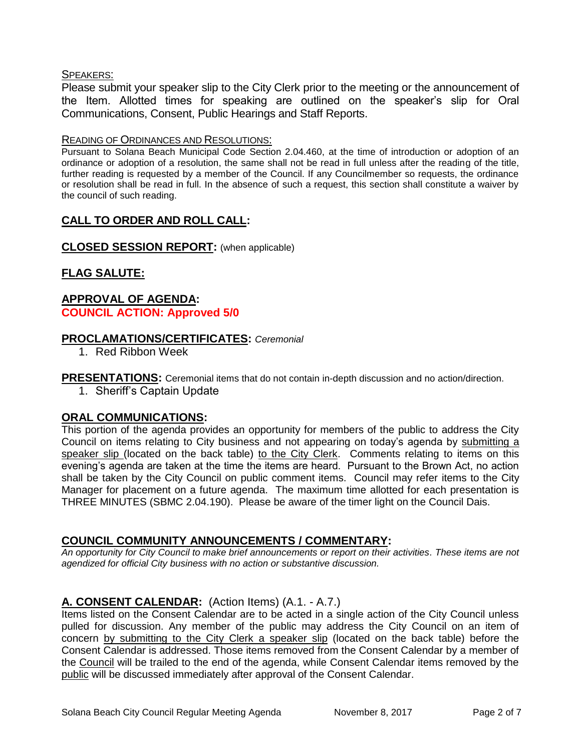SPEAKERS:

Please submit your speaker slip to the City Clerk prior to the meeting or the announcement of the Item. Allotted times for speaking are outlined on the speaker's slip for Oral Communications, Consent, Public Hearings and Staff Reports.

READING OF ORDINANCES AND RESOLUTIONS:

Pursuant to Solana Beach Municipal Code Section 2.04.460, at the time of introduction or adoption of an ordinance or adoption of a resolution, the same shall not be read in full unless after the reading of the title, further reading is requested by a member of the Council. If any Councilmember so requests, the ordinance or resolution shall be read in full. In the absence of such a request, this section shall constitute a waiver by the council of such reading.

## CALL TO ORDER AND ROLL CALL:

## CLOSED SESSION REPORT: (when applicable)

## FLAG SALUTE:

## APPROVAL OF AGENDA:

**COUNCIL ACTION: Approved 5/0**

## PROCLAMATIONS/CERTIFICATES: *Ceremonial*

1. Red Ribbon Week

## PRESENTATIONS: Ceremonial items that do not contain in-depth discussion and no action/direction.

1. Sheriff's Captain Update

## ORAL COMMUNICATIONS:

This portion of the agenda provides an opportunity for members of the public to address the City Council on items relating to City business and not appearing on today's agenda by submitting a speaker slip (located on the back table) to the City Clerk. Comments relating to items on this evening's agenda are taken at the time the items are heard. Pursuant to the Brown Act, no action shall be taken by the City Council on public comment items. Council may refer items to the City Manager for placement on a future agenda. The maximum time allotted for each presentation is THREE MINUTES (SBMC 2.04.190). Please be aware of the timer light on the Council Dais.

## COUNCIL COMMUNITY ANNOUNCEMENTS / COMMENTARY:

*An opportunity for City Council to make brief announcements or report on their activities. These items are not agendized for official City business with no action or substantive discussion.*

## A. CONSENT CALENDAR: (Action Items) (A.1. - A.7.)

Items listed on the Consent Calendar are to be acted in a single action of the City Council unless pulled for discussion. Any member of the public may address the City Council on an item of concern by submitting to the City Clerk a speaker slip (located on the back table) before the Consent Calendar is addressed. Those items removed from the Consent Calendar by a member of the Council will be trailed to the end of the agenda, while Consent Calendar items removed by the public will be discussed immediately after approval of the Consent Calendar.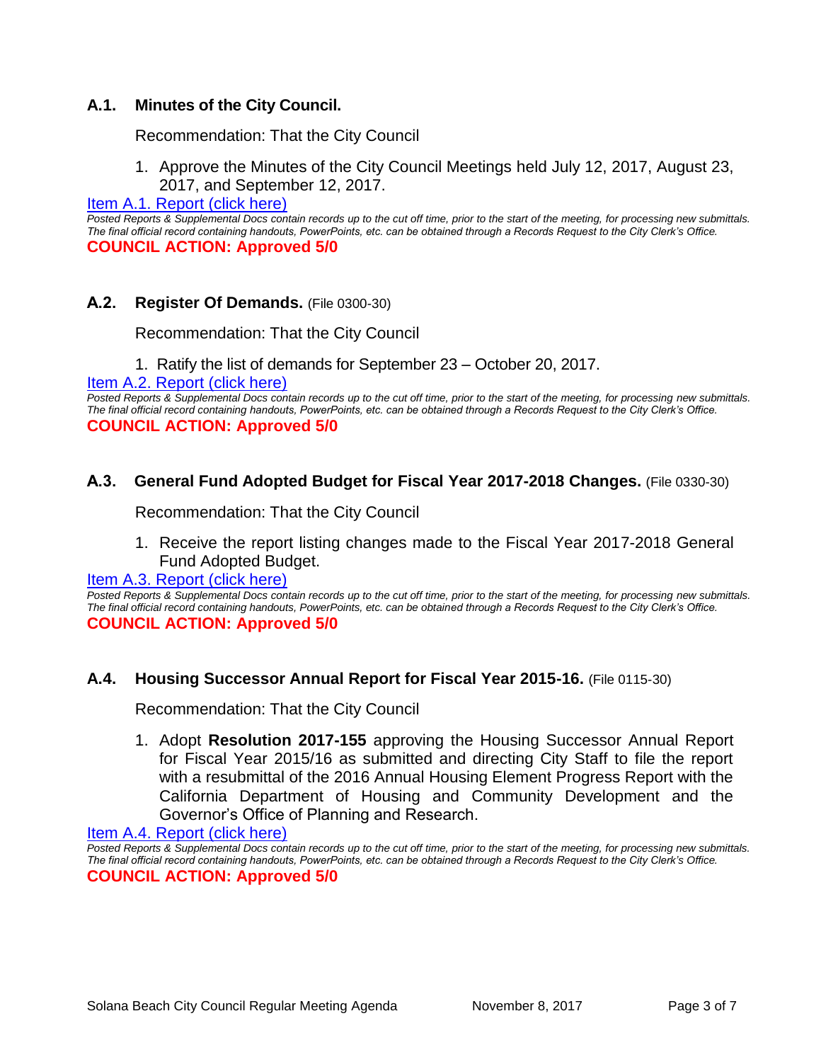### A.1. Minutes of the City Council.

Recommendation: That the City Council

1. Approve the Minutes of the City Council Meetings held July 12, 2017, August 23, 2017, and September 12, 2017.

Item A.1. Report (click here)

*Posted Reports & Supplemental Docs contain records up to the cut off time, prior to the start of the meeting, for processing new submittals. The final official record containing handouts, PowerPoints, etc. can be obtained through a Records Request to the City Clerk's Office.*

**COUNCIL ACTION: Approved 5/0**

### A.2. Register Of Demands. (File 0300-30)

Recommendation: That the City Council

1. Ratify the list of demands for September 23 – October 20, 2017.

Item A.2. Report (click here)

*Posted Reports & Supplemental Docs contain records up to the cut off time, prior to the start of the meeting, for processing new submittals. The final official record containing handouts, PowerPoints, etc. can be obtained through a Records Request to the City Clerk's Office.*

**COUNCIL ACTION: Approved 5/0**

### A.3. General Fund Adopted Budget for Fiscal Year 2017-2018 Changes. (File 0330-30)

Recommendation: That the City Council

1. Receive the report listing changes made to the Fiscal Year 2017-2018 General Fund Adopted Budget.

Item A.3. Report (click here)

*Posted Reports & Supplemental Docs contain records up to the cut off time, prior to the start of the meeting, for processing new submittals. The final official record containing handouts, PowerPoints, etc. can be obtained through a Records Request to the City Clerk's Office.*

**COUNCIL ACTION: Approved 5/0**

### A.4. Housing Successor Annual Report for Fiscal Year 2015-16. (File 0115-30)

Recommendation: That the City Council

1. Adopt **Resolution 2017-155** approving the Housing Successor Annual Report for Fiscal Year 2015/16 as submitted and directing City Staff to file the report with a resubmittal of the 2016 Annual Housing Element Progress Report with the California Department of Housing and Community Development and the Governor's Office of Planning and Research.

Item A.4. Report (click here)

*Posted Reports & Supplemental Docs contain records up to the cut off time, prior to the start of the meeting, for processing new submittals. The final official record containing handouts, PowerPoints, etc. can be obtained through a Records Request to the City Clerk's Office.*

**COUNCIL ACTION: Approved 5/0**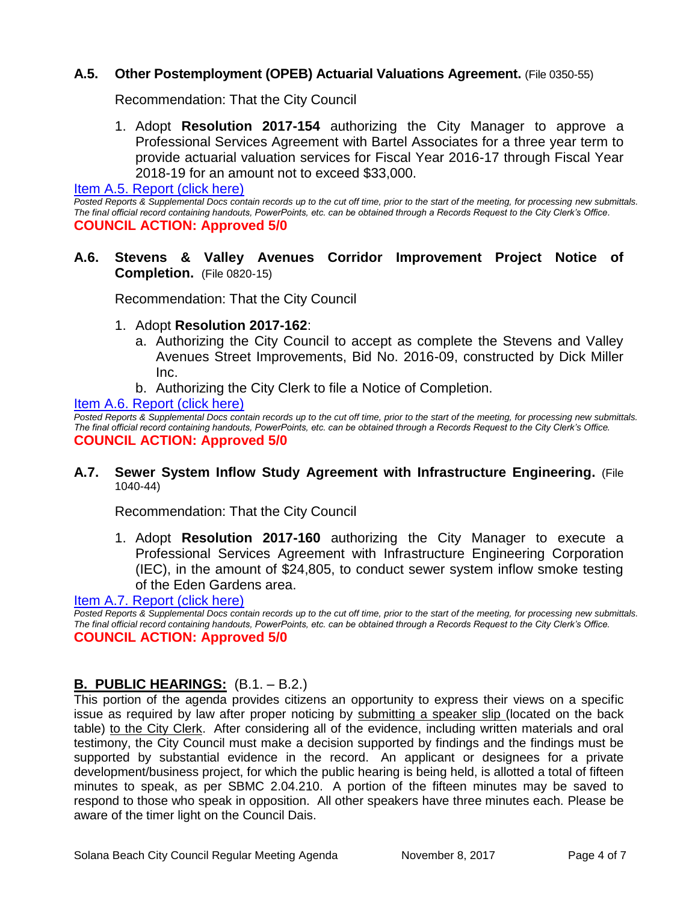### A.5. Other Postemployment (OPEB) Actuarial Valuations Agreement. (File 0350-55)

Recommendation: That the City Council

1. Adopt **Resolution 2017-154** authorizing the City Manager to approve a Professional Services Agreement with Bartel Associates for a three year term to provide actuarial valuation services for Fiscal Year 2016-17 through Fiscal Year 2018-19 for an amount not to exceed $33,000.

[Item A.5. Report (click here)]

*Posted Reports & Supplemental Docs contain records up to the cut off time, prior to the start of the meeting, for processing new submittals. The final official record containing handouts, PowerPoints, etc. can be obtained through a Records Request to the City Clerk's Office.*

**COUNCIL ACTION: Approved 5/0**

### A.6. Stevens & Valley Avenues Corridor Improvement Project Notice of Completion. (File 0820-15)

Recommendation: That the City Council

1. Adopt **Resolution 2017-162**:
   a. Authorizing the City Council to accept as complete the Stevens and Valley Avenues Street Improvements, Bid No. 2016-09, constructed by Dick Miller Inc.
   b. Authorizing the City Clerk to file a Notice of Completion.

[Item A.6. Report (click here)]

*Posted Reports & Supplemental Docs contain records up to the cut off time, prior to the start of the meeting, for processing new submittals. The final official record containing handouts, PowerPoints, etc. can be obtained through a Records Request to the City Clerk's Office.*

**COUNCIL ACTION: Approved 5/0**

### A.7. Sewer System Inflow Study Agreement with Infrastructure Engineering. (File 1040-44)

Recommendation: That the City Council

1. Adopt **Resolution 2017-160** authorizing the City Manager to execute a Professional Services Agreement with Infrastructure Engineering Corporation (IEC), in the amount of $24,805, to conduct sewer system inflow smoke testing of the Eden Gardens area.

[Item A.7. Report (click here)]

*Posted Reports & Supplemental Docs contain records up to the cut off time, prior to the start of the meeting, for processing new submittals. The final official record containing handouts, PowerPoints, etc. can be obtained through a Records Request to the City Clerk's Office.*

**COUNCIL ACTION: Approved 5/0**

## B. PUBLIC HEARINGS: (B.1. – B.2.)

This portion of the agenda provides citizens an opportunity to express their views on a specific issue as required by law after proper noticing by submitting a speaker slip (located on the back table) to the City Clerk. After considering all of the evidence, including written materials and oral testimony, the City Council must make a decision supported by findings and the findings must be supported by substantial evidence in the record. An applicant or designees for a private development/business project, for which the public hearing is being held, is allotted a total of fifteen minutes to speak, as per SBMC 2.04.210. A portion of the fifteen minutes may be saved to respond to those who speak in opposition. All other speakers have three minutes each. Please be aware of the timer light on the Council Dais.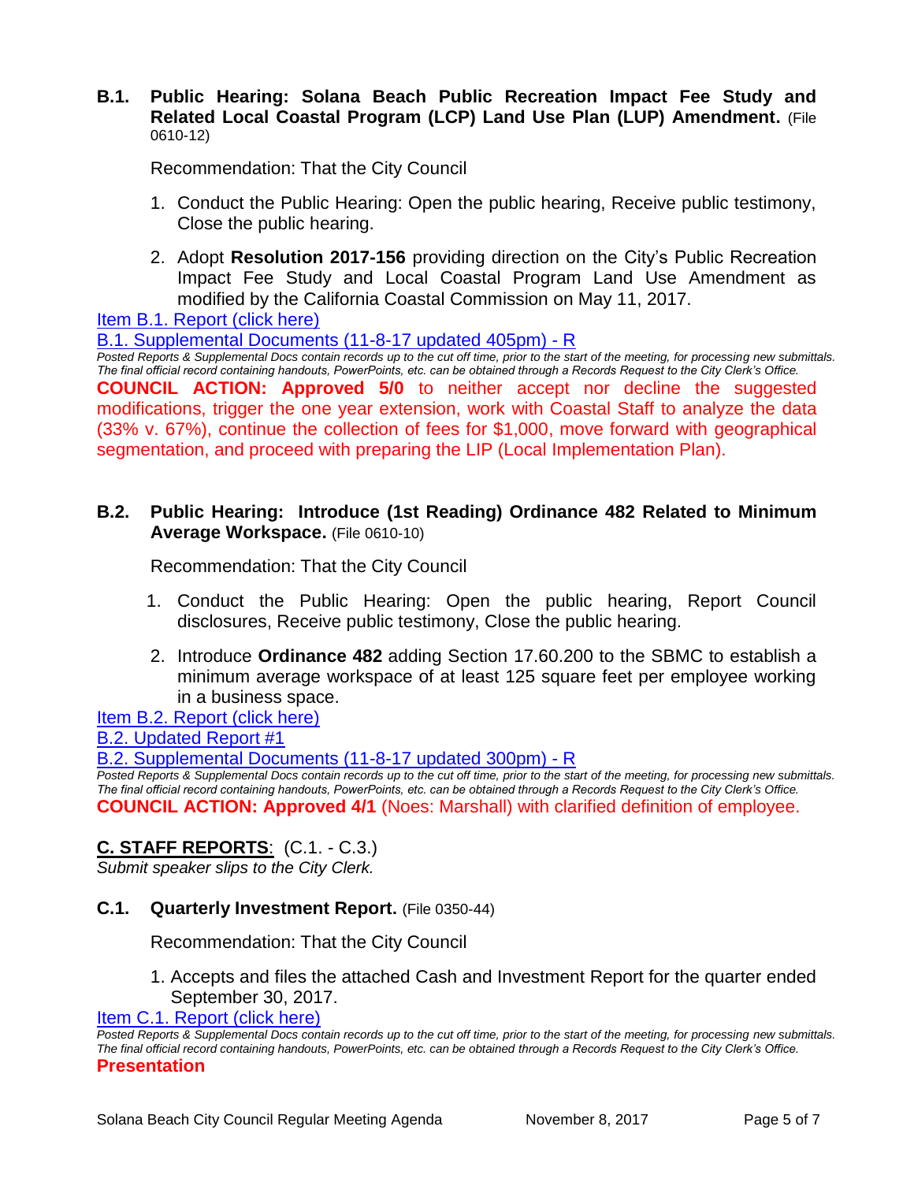**B.1. Public Hearing: Solana Beach Public Recreation Impact Fee Study and Related Local Coastal Program (LCP) Land Use Plan (LUP) Amendment.** (File 0610-12)

Recommendation: That the City Council

1. Conduct the Public Hearing: Open the public hearing, Receive public testimony, Close the public hearing.
2. Adopt **Resolution 2017-156** providing direction on the City's Public Recreation Impact Fee Study and Local Coastal Program Land Use Amendment as modified by the California Coastal Commission on May 11, 2017.

Item B.1. Report (click here)

B.1. Supplemental Documents (11-8-17 updated 405pm) - R

*Posted Reports & Supplemental Docs contain records up to the cut off time, prior to the start of the meeting, for processing new submittals. The final official record containing handouts, PowerPoints, etc. can be obtained through a Records Request to the City Clerk's Office.*

**COUNCIL ACTION: Approved 5/0** to neither accept nor decline the suggested modifications, trigger the one year extension, work with Coastal Staff to analyze the data (33% v. 67%), continue the collection of fees for $1,000, move forward with geographical segmentation, and proceed with preparing the LIP (Local Implementation Plan).

**B.2. Public Hearing: Introduce (1st Reading) Ordinance 482 Related to Minimum Average Workspace.** (File 0610-10)

Recommendation: That the City Council

1. Conduct the Public Hearing: Open the public hearing, Report Council disclosures, Receive public testimony, Close the public hearing.
2. Introduce **Ordinance 482** adding Section 17.60.200 to the SBMC to establish a minimum average workspace of at least 125 square feet per employee working in a business space.

Item B.2. Report (click here)

B.2. Updated Report #1

B.2. Supplemental Documents (11-8-17 updated 300pm) - R

*Posted Reports & Supplemental Docs contain records up to the cut off time, prior to the start of the meeting, for processing new submittals. The final official record containing handouts, PowerPoints, etc. can be obtained through a Records Request to the City Clerk's Office.*

**COUNCIL ACTION: Approved 4/1** (Noes: Marshall) with clarified definition of employee.

## C. STAFF REPORTS: (C.1. - C.3.)

*Submit speaker slips to the City Clerk.*

**C.1. Quarterly Investment Report.** (File 0350-44)

Recommendation: That the City Council

1. Accepts and files the attached Cash and Investment Report for the quarter ended September 30, 2017.

Item C.1. Report (click here)

*Posted Reports & Supplemental Docs contain records up to the cut off time, prior to the start of the meeting, for processing new submittals. The final official record containing handouts, PowerPoints, etc. can be obtained through a Records Request to the City Clerk's Office.*

**Presentation**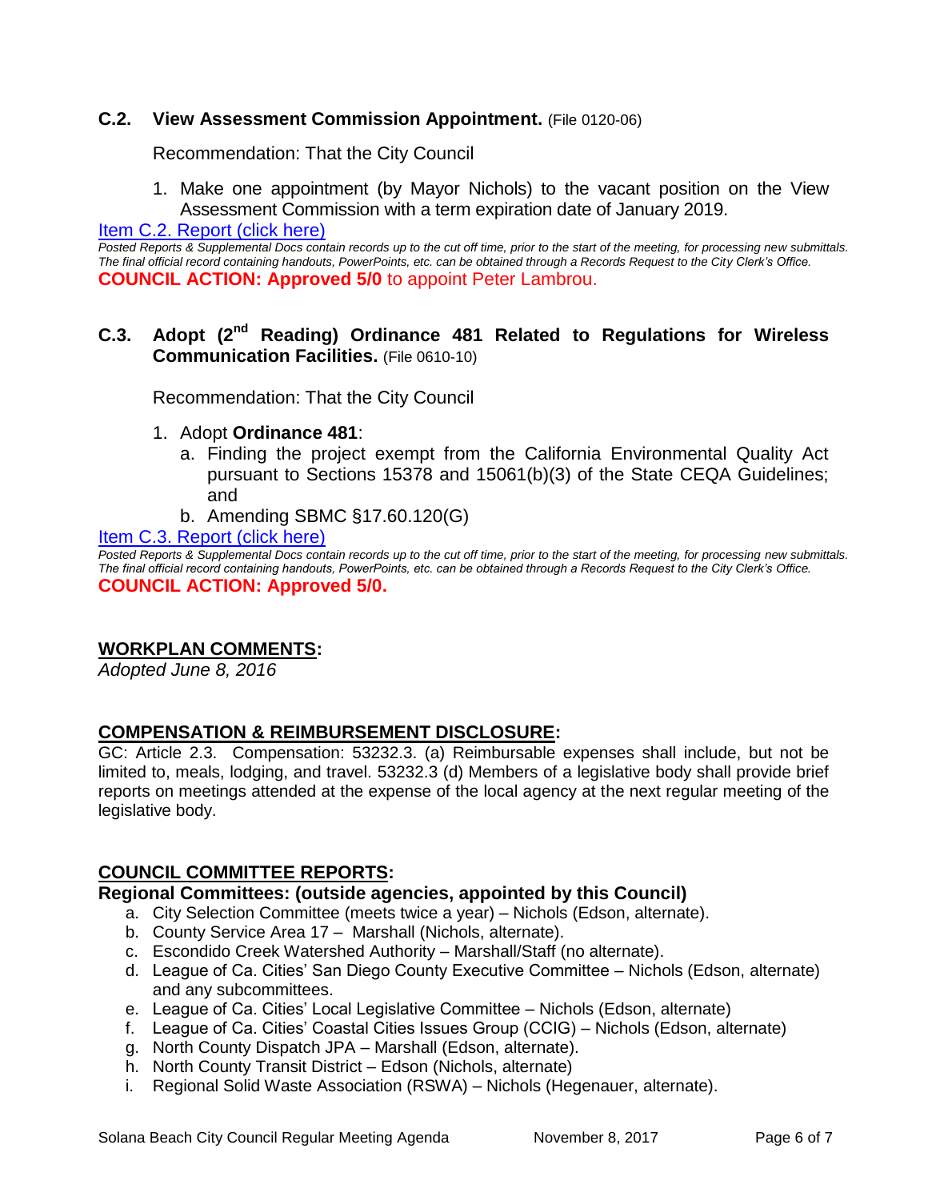### C.2. View Assessment Commission Appointment. (File 0120-06)

Recommendation: That the City Council

1. Make one appointment (by Mayor Nichols) to the vacant position on the View Assessment Commission with a term expiration date of January 2019.

[Item C.2. Report (click here)]

*Posted Reports & Supplemental Docs contain records up to the cut off time, prior to the start of the meeting, for processing new submittals. The final official record containing handouts, PowerPoints, etc. can be obtained through a Records Request to the City Clerk's Office.*

**COUNCIL ACTION: Approved 5/0** to appoint Peter Lambrou.

### C.3. Adopt (2nd Reading) Ordinance 481 Related to Regulations for Wireless Communication Facilities. (File 0610-10)

Recommendation: That the City Council

1. Adopt **Ordinance 481**:
   a. Finding the project exempt from the California Environmental Quality Act pursuant to Sections 15378 and 15061(b)(3) of the State CEQA Guidelines; and
   b. Amending SBMC §17.60.120(G)

[Item C.3. Report (click here)]

*Posted Reports & Supplemental Docs contain records up to the cut off time, prior to the start of the meeting, for processing new submittals. The final official record containing handouts, PowerPoints, etc. can be obtained through a Records Request to the City Clerk's Office.*

**COUNCIL ACTION: Approved 5/0.**

## WORKPLAN COMMENTS:

*Adopted June 8, 2016*

## COMPENSATION & REIMBURSEMENT DISCLOSURE:

GC: Article 2.3. Compensation: 53232.3. (a) Reimbursable expenses shall include, but not be limited to, meals, lodging, and travel. 53232.3 (d) Members of a legislative body shall provide brief reports on meetings attended at the expense of the local agency at the next regular meeting of the legislative body.

## COUNCIL COMMITTEE REPORTS:

**Regional Committees: (outside agencies, appointed by this Council)**

a. City Selection Committee (meets twice a year) – Nichols (Edson, alternate).
b. County Service Area 17 – Marshall (Nichols, alternate).
c. Escondido Creek Watershed Authority – Marshall/Staff (no alternate).
d. League of Ca. Cities' San Diego County Executive Committee – Nichols (Edson, alternate) and any subcommittees.
e. League of Ca. Cities' Local Legislative Committee – Nichols (Edson, alternate)
f. League of Ca. Cities' Coastal Cities Issues Group (CCIG) – Nichols (Edson, alternate)
g. North County Dispatch JPA – Marshall (Edson, alternate).
h. North County Transit District – Edson (Nichols, alternate)
i. Regional Solid Waste Association (RSWA) – Nichols (Hegenauer, alternate).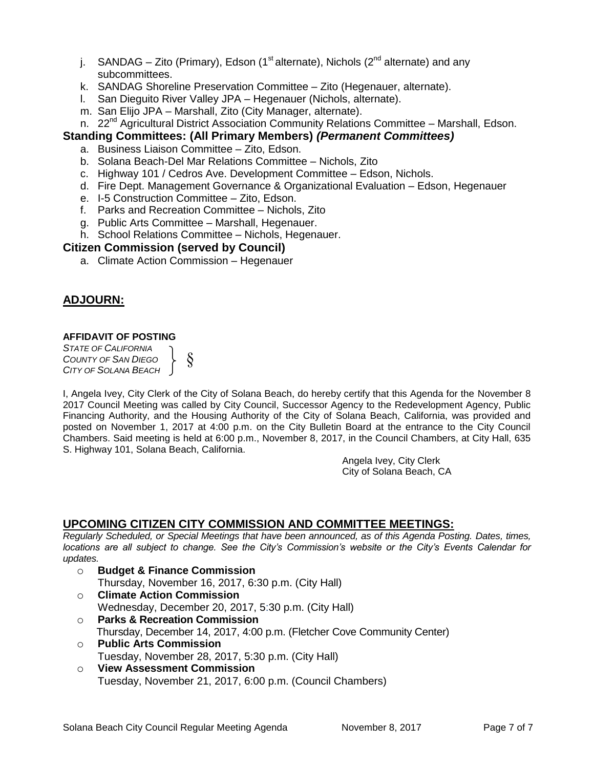j. SANDAG – Zito (Primary), Edson (1st alternate), Nichols (2nd alternate) and any subcommittees.
k. SANDAG Shoreline Preservation Committee – Zito (Hegenauer, alternate).
l. San Dieguito River Valley JPA – Hegenauer (Nichols, alternate).
m. San Elijo JPA – Marshall, Zito (City Manager, alternate).
n. 22nd Agricultural District Association Community Relations Committee – Marshall, Edson.

**Standing Committees: (All Primary Members)** ***(Permanent Committees)***

a. Business Liaison Committee – Zito, Edson.
b. Solana Beach-Del Mar Relations Committee – Nichols, Zito
c. Highway 101 / Cedros Ave. Development Committee – Edson, Nichols.
d. Fire Dept. Management Governance & Organizational Evaluation – Edson, Hegenauer
e. I-5 Construction Committee – Zito, Edson.
f. Parks and Recreation Committee – Nichols, Zito
g. Public Arts Committee – Marshall, Hegenauer.
h. School Relations Committee – Nichols, Hegenauer.

**Citizen Commission (served by Council)**

a. Climate Action Commission – Hegenauer

## ADJOURN:

**AFFIDAVIT OF POSTING**

*STATE OF CALIFORNIA*
*COUNTY OF SAN DIEGO* §
*CITY OF SOLANA BEACH*

I, Angela Ivey, City Clerk of the City of Solana Beach, do hereby certify that this Agenda for the November 8 2017 Council Meeting was called by City Council, Successor Agency to the Redevelopment Agency, Public Financing Authority, and the Housing Authority of the City of Solana Beach, California, was provided and posted on November 1, 2017 at 4:00 p.m. on the City Bulletin Board at the entrance to the City Council Chambers. Said meeting is held at 6:00 p.m., November 8, 2017, in the Council Chambers, at City Hall, 635 S. Highway 101, Solana Beach, California.

Angela Ivey, City Clerk
City of Solana Beach, CA

## UPCOMING CITIZEN CITY COMMISSION AND COMMITTEE MEETINGS:

*Regularly Scheduled, or Special Meetings that have been announced, as of this Agenda Posting. Dates, times, locations are all subject to change. See the City's Commission's website or the City's Events Calendar for updates.*

- **Budget & Finance Commission**
  Thursday, November 16, 2017, 6:30 p.m. (City Hall)
- **Climate Action Commission**
  Wednesday, December 20, 2017, 5:30 p.m. (City Hall)
- **Parks & Recreation Commission**
  Thursday, December 14, 2017, 4:00 p.m. (Fletcher Cove Community Center)
- **Public Arts Commission**
  Tuesday, November 28, 2017, 5:30 p.m. (City Hall)
- **View Assessment Commission**
  Tuesday, November 21, 2017, 6:00 p.m. (Council Chambers)